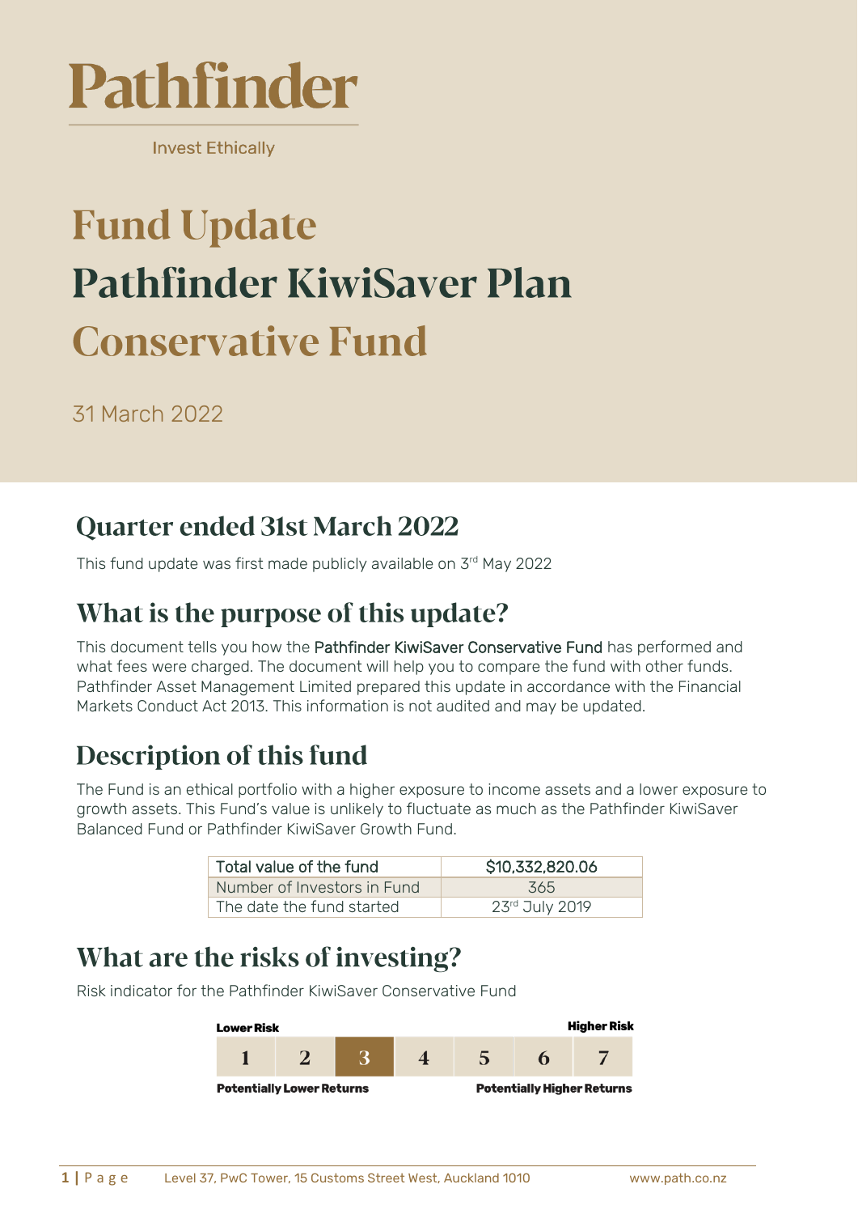# Pathfinder

Invest Ethically

# Fund Update

# Pathfinder KiwiSaver Plan

# Conservative Fund

31 March 2022

## Quarter ended 31st March 2022

This fund update was first made publicly available on 3rd May 2022

## What is the purpose of this update?

This document tells you how the Pathfinder KiwiSaver Conservative Fund has performed and what fees were charged. The document will help you to compare the fund with other funds. Pathfinder Asset Management Limited prepared this update in accordance with the Financial Markets Conduct Act 2013. This information is not audited and may be updated.

## Description of this fund

The Fund is an ethical portfolio with a higher exposure to income assets and a lower exposure to growth assets. This Fund's value is unlikely to fluctuate as much as the Pathfinder KiwiSaver Balanced Fund or Pathfinder KiwiSaver Growth Fund.

| | |
|---|---|
| Total value of the fund | $10,332,820.06 |
| Number of Investors in Fund | 365 |
| The date the fund started | 23rd July 2019 |

## What are the risks of investing?

Risk indicator for the Pathfinder KiwiSaver Conservative Fund

| Lower Risk | | | | | | Higher Risk |
|---|---|---|---|---|---|---|
| 1 | 2 | **3** | 4 | 5 | 6 | 7 |
| Potentially Lower Returns | | | | | | Potentially Higher Returns |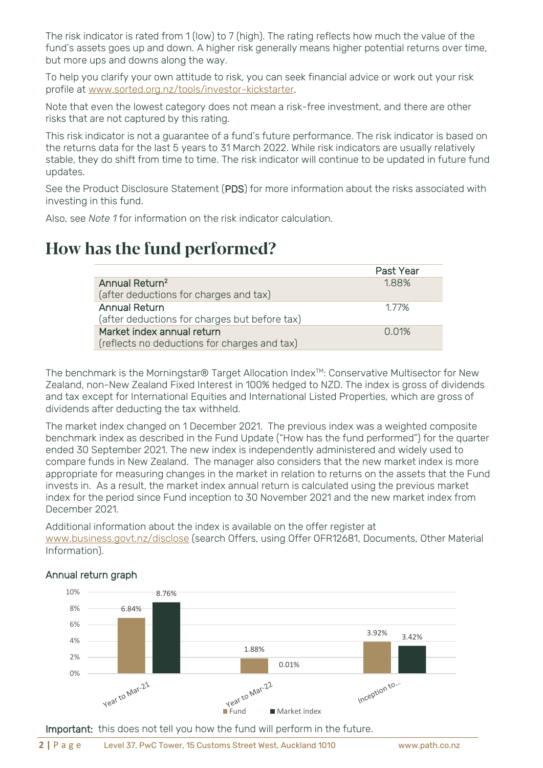The risk indicator is rated from 1 (low) to 7 (high). The rating reflects how much the value of the fund's assets goes up and down. A higher risk generally means higher potential returns over time, but more ups and downs along the way.

To help you clarify your own attitude to risk, you can seek financial advice or work out your risk profile at www.sorted.org.nz/tools/investor-kickstarter.

Note that even the lowest category does not mean a risk-free investment, and there are other risks that are not captured by this rating.

This risk indicator is not a guarantee of a fund's future performance. The risk indicator is based on the returns data for the last 5 years to 31 March 2022. While risk indicators are usually relatively stable, they do shift from time to time. The risk indicator will continue to be updated in future fund updates.

See the Product Disclosure Statement (**PDS**) for more information about the risks associated with investing in this fund.

Also, see *Note 1* for information on the risk indicator calculation.

# How has the fund performed?

| | Past Year |
|---|---|
| Annual Return[2] (after deductions for charges and tax) | 1.88% |
| Annual Return (after deductions for charges but before tax) | 1.77% |
| Market index annual return (reflects no deductions for charges and tax) | 0.01% |

The benchmark is the Morningstar® Target Allocation Index™: Conservative Multisector for New Zealand, non-New Zealand Fixed Interest in 100% hedged to NZD. The index is gross of dividends and tax except for International Equities and International Listed Properties, which are gross of dividends after deducting the tax withheld.

The market index changed on 1 December 2021. The previous index was a weighted composite benchmark index as described in the Fund Update ("How has the fund performed") for the quarter ended 30 September 2021. The new index is independently administered and widely used to compare funds in New Zealand. The manager also considers that the new market index is more appropriate for measuring changes in the market in relation to returns on the assets that the Fund invests in. As a result, the market index annual return is calculated using the previous market index for the period since Fund inception to 30 November 2021 and the new market index from December 2021.

Additional information about the index is available on the offer register at www.business.govt.nz/disclose (search Offers, using Offer OFR12681, Documents, Other Material Information).

## Annual return graph

| | Fund | Market index |
|---|---|---|
| Year to Mar-21 | 6.84% | 8.76% |
| Year to Mar-22 | 1.88% | 0.01% |
| Inception to... | 3.92% | 3.42% |

**Important:** this does not tell you how the fund will perform in the future.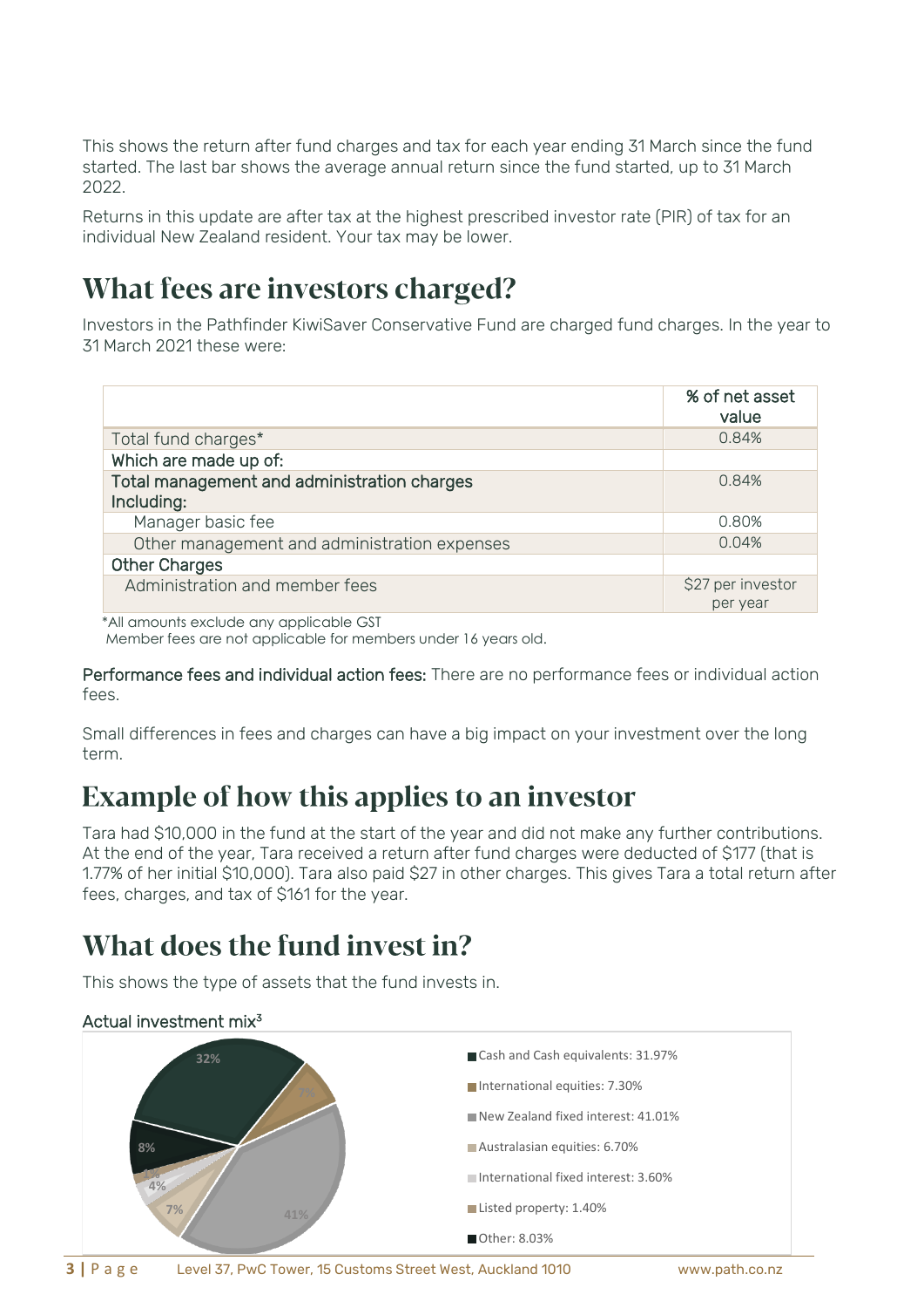This shows the return after fund charges and tax for each year ending 31 March since the fund started. The last bar shows the average annual return since the fund started, up to 31 March 2022.

Returns in this update are after tax at the highest prescribed investor rate (PIR) of tax for an individual New Zealand resident. Your tax may be lower.

# What fees are investors charged?

Investors in the Pathfinder KiwiSaver Conservative Fund are charged fund charges. In the year to 31 March 2021 these were:

| | % of net asset value |
|---|---|
| Total fund charges* | 0.84% |
| Which are made up of: | |
| Total management and administration charges<br>Including: | 0.84% |
| Manager basic fee | 0.80% |
| Other management and administration expenses | 0.04% |
| Other Charges | |
| Administration and member fees | $27 per investor per year |

*All amounts exclude any applicable GST
Member fees are not applicable for members under 16 years old.

**Performance fees and individual action fees:** There are no performance fees or individual action fees.

Small differences in fees and charges can have a big impact on your investment over the long term.

# Example of how this applies to an investor

Tara had $10,000 in the fund at the start of the year and did not make any further contributions. At the end of the year, Tara received a return after fund charges were deducted of $177 (that is 1.77% of her initial $10,000). Tara also paid $27 in other charges. This gives Tara a total return after fees, charges, and tax of $161 for the year.

# What does the fund invest in?

This shows the type of assets that the fund invests in.

**Actual investment mix[3]**

- Cash and Cash equivalents: 31.97%
- International equities: 7.30%
- New Zealand fixed interest: 41.01%
- Australasian equities: 6.70%
- International fixed interest: 3.60%
- Listed property: 1.40%
- Other: 8.03%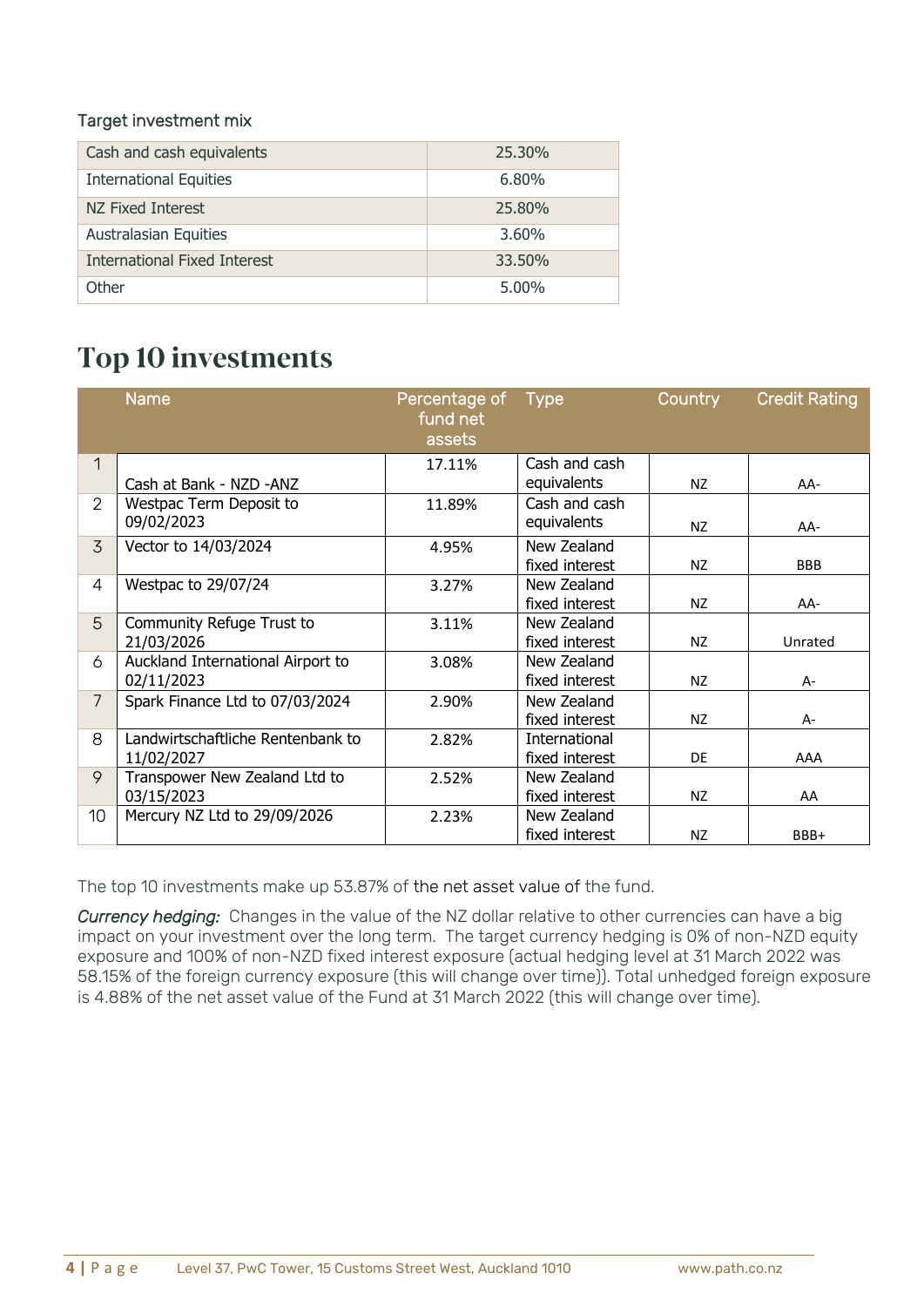Target investment mix

| | |
|---|---|
| Cash and cash equivalents | 25.30% |
| International Equities | 6.80% |
| NZ Fixed Interest | 25.80% |
| Australasian Equities | 3.60% |
| International Fixed Interest | 33.50% |
| Other | 5.00% |

# Top 10 investments

| | Name | Percentage of fund net assets | Type | Country | Credit Rating |
|---|---|---|---|---|---|
| 1 | Cash at Bank - NZD -ANZ | 17.11% | Cash and cash equivalents | NZ | AA- |
| 2 | Westpac Term Deposit to 09/02/2023 | 11.89% | Cash and cash equivalents | NZ | AA- |
| 3 | Vector to 14/03/2024 | 4.95% | New Zealand fixed interest | NZ | BBB |
| 4 | Westpac to 29/07/24 | 3.27% | New Zealand fixed interest | NZ | AA- |
| 5 | Community Refuge Trust to 21/03/2026 | 3.11% | New Zealand fixed interest | NZ | Unrated |
| 6 | Auckland International Airport to 02/11/2023 | 3.08% | New Zealand fixed interest | NZ | A- |
| 7 | Spark Finance Ltd to 07/03/2024 | 2.90% | New Zealand fixed interest | NZ | A- |
| 8 | Landwirtschaftliche Rentenbank to 11/02/2027 | 2.82% | International fixed interest | DE | AAA |
| 9 | Transpower New Zealand Ltd to 03/15/2023 | 2.52% | New Zealand fixed interest | NZ | AA |
| 10 | Mercury NZ Ltd to 29/09/2026 | 2.23% | New Zealand fixed interest | NZ | BBB+ |

The top 10 investments make up 53.87% of the net asset value of the fund.

*Currency hedging:* Changes in the value of the NZ dollar relative to other currencies can have a big impact on your investment over the long term. The target currency hedging is 0% of non-NZD equity exposure and 100% of non-NZD fixed interest exposure (actual hedging level at 31 March 2022 was 58.15% of the foreign currency exposure (this will change over time)). Total unhedged foreign exposure is 4.88% of the net asset value of the Fund at 31 March 2022 (this will change over time).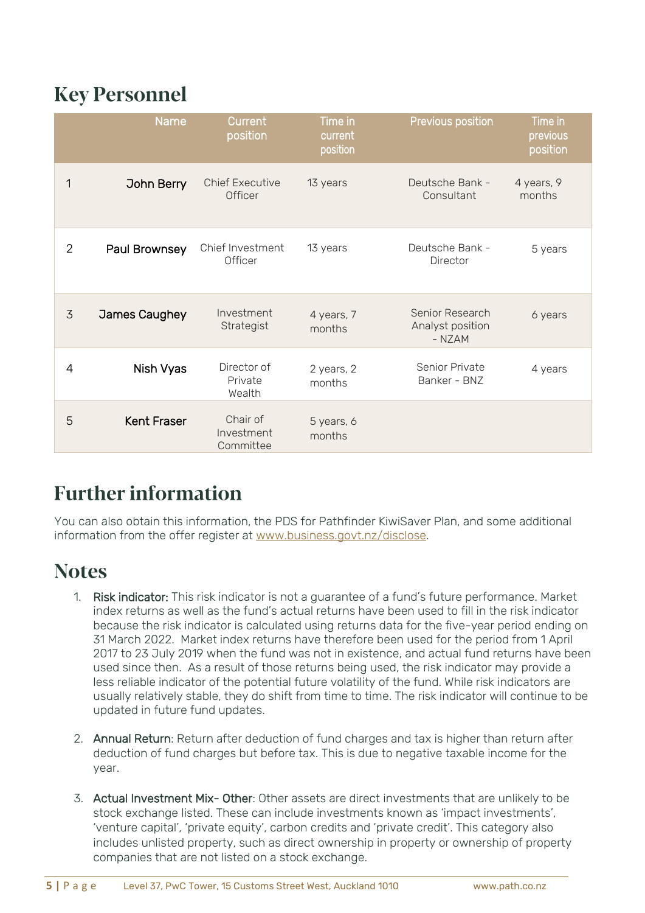## Key Personnel

| | Name | Current position | Time in current position | Previous position | Time in previous position |
|---|---|---|---|---|---|
| 1 | John Berry | Chief Executive Officer | 13 years | Deutsche Bank - Consultant | 4 years, 9 months |
| 2 | Paul Brownsey | Chief Investment Officer | 13 years | Deutsche Bank - Director | 5 years |
| 3 | James Caughey | Investment Strategist | 4 years, 7 months | Senior Research Analyst position - NZAM | 6 years |
| 4 | Nish Vyas | Director of Private Wealth | 2 years, 2 months | Senior Private Banker - BNZ | 4 years |
| 5 | Kent Fraser | Chair of Investment Committee | 5 years, 6 months | | |

## Further information

You can also obtain this information, the PDS for Pathfinder KiwiSaver Plan, and some additional information from the offer register at www.business.govt.nz/disclose.

## Notes

1. **Risk indicator:** This risk indicator is not a guarantee of a fund's future performance. Market index returns as well as the fund's actual returns have been used to fill in the risk indicator because the risk indicator is calculated using returns data for the five-year period ending on 31 March 2022. Market index returns have therefore been used for the period from 1 April 2017 to 23 July 2019 when the fund was not in existence, and actual fund returns have been used since then. As a result of those returns being used, the risk indicator may provide a less reliable indicator of the potential future volatility of the fund. While risk indicators are usually relatively stable, they do shift from time to time. The risk indicator will continue to be updated in future fund updates.

2. **Annual Return**: Return after deduction of fund charges and tax is higher than return after deduction of fund charges but before tax. This is due to negative taxable income for the year.

3. **Actual Investment Mix- Other**: Other assets are direct investments that are unlikely to be stock exchange listed. These can include investments known as 'impact investments', 'venture capital', 'private equity', carbon credits and 'private credit'. This category also includes unlisted property, such as direct ownership in property or ownership of property companies that are not listed on a stock exchange.